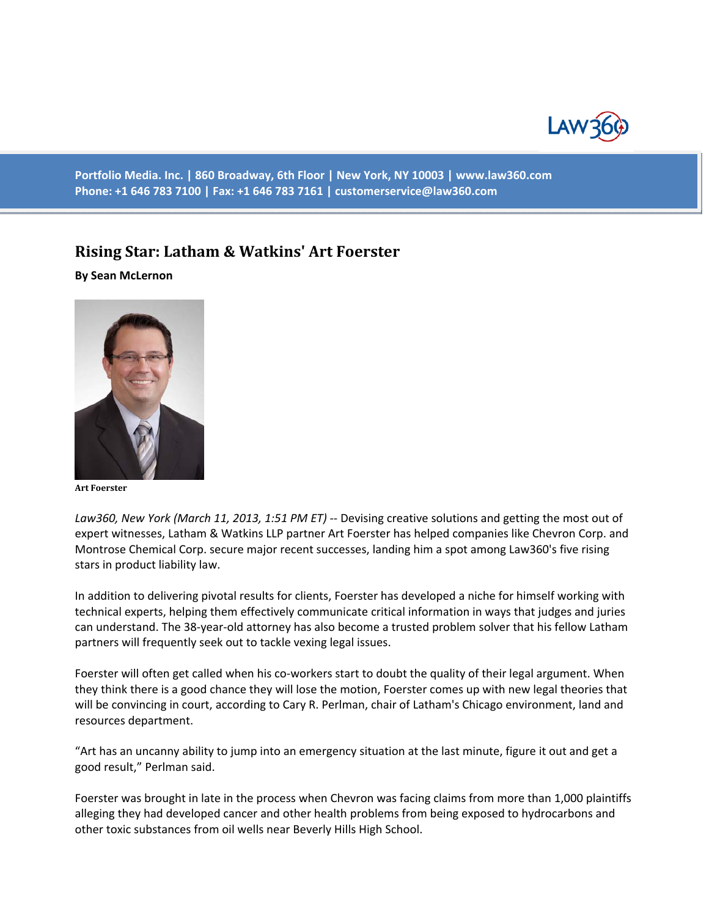Portfolio Media. Inc. | 860 Broadway, 6th Floor | New York, NY 10003 | www.law360.com
Phone: +1 646 783 7100 | Fax: +1 646 783 7161 | customerservice@law360.com

# Rising Star: Latham & Watkins' Art Foerster

**By Sean McLernon**

Art Foerster

*Law360, New York (March 11, 2013, 1:51 PM ET)* -- Devising creative solutions and getting the most out of expert witnesses, Latham & Watkins LLP partner Art Foerster has helped companies like Chevron Corp. and Montrose Chemical Corp. secure major recent successes, landing him a spot among Law360's five rising stars in product liability law.

In addition to delivering pivotal results for clients, Foerster has developed a niche for himself working with technical experts, helping them effectively communicate critical information in ways that judges and juries can understand. The 38-year-old attorney has also become a trusted problem solver that his fellow Latham partners will frequently seek out to tackle vexing legal issues.

Foerster will often get called when his co-workers start to doubt the quality of their legal argument. When they think there is a good chance they will lose the motion, Foerster comes up with new legal theories that will be convincing in court, according to Cary R. Perlman, chair of Latham's Chicago environment, land and resources department.

"Art has an uncanny ability to jump into an emergency situation at the last minute, figure it out and get a good result," Perlman said.

Foerster was brought in late in the process when Chevron was facing claims from more than 1,000 plaintiffs alleging they had developed cancer and other health problems from being exposed to hydrocarbons and other toxic substances from oil wells near Beverly Hills High School.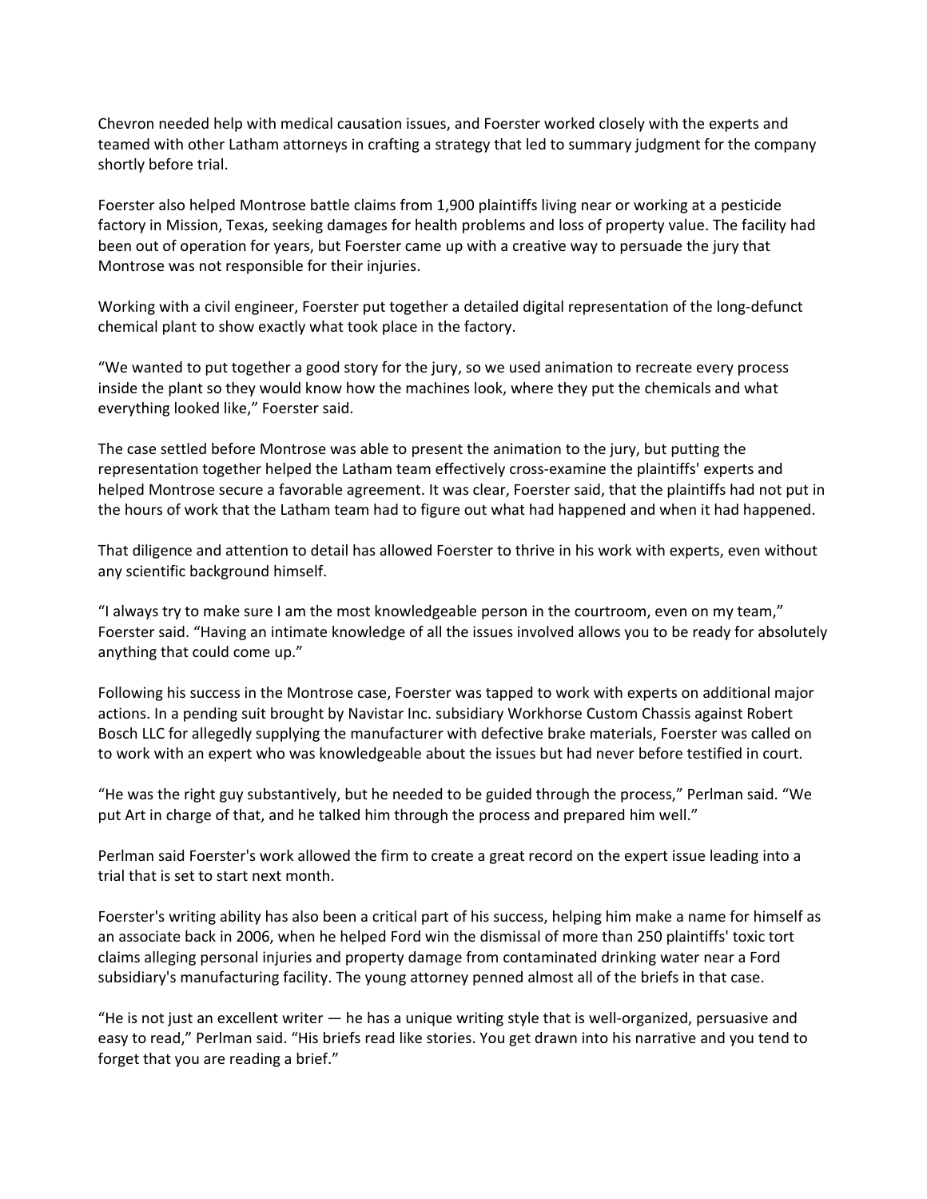Chevron needed help with medical causation issues, and Foerster worked closely with the experts and teamed with other Latham attorneys in crafting a strategy that led to summary judgment for the company shortly before trial.

Foerster also helped Montrose battle claims from 1,900 plaintiffs living near or working at a pesticide factory in Mission, Texas, seeking damages for health problems and loss of property value. The facility had been out of operation for years, but Foerster came up with a creative way to persuade the jury that Montrose was not responsible for their injuries.

Working with a civil engineer, Foerster put together a detailed digital representation of the long-defunct chemical plant to show exactly what took place in the factory.

“We wanted to put together a good story for the jury, so we used animation to recreate every process inside the plant so they would know how the machines look, where they put the chemicals and what everything looked like,” Foerster said.

The case settled before Montrose was able to present the animation to the jury, but putting the representation together helped the Latham team effectively cross-examine the plaintiffs' experts and helped Montrose secure a favorable agreement. It was clear, Foerster said, that the plaintiffs had not put in the hours of work that the Latham team had to figure out what had happened and when it had happened.

That diligence and attention to detail has allowed Foerster to thrive in his work with experts, even without any scientific background himself.

“I always try to make sure I am the most knowledgeable person in the courtroom, even on my team,” Foerster said. “Having an intimate knowledge of all the issues involved allows you to be ready for absolutely anything that could come up.”

Following his success in the Montrose case, Foerster was tapped to work with experts on additional major actions. In a pending suit brought by Navistar Inc. subsidiary Workhorse Custom Chassis against Robert Bosch LLC for allegedly supplying the manufacturer with defective brake materials, Foerster was called on to work with an expert who was knowledgeable about the issues but had never before testified in court.

“He was the right guy substantively, but he needed to be guided through the process,” Perlman said. “We put Art in charge of that, and he talked him through the process and prepared him well.”

Perlman said Foerster's work allowed the firm to create a great record on the expert issue leading into a trial that is set to start next month.

Foerster's writing ability has also been a critical part of his success, helping him make a name for himself as an associate back in 2006, when he helped Ford win the dismissal of more than 250 plaintiffs' toxic tort claims alleging personal injuries and property damage from contaminated drinking water near a Ford subsidiary's manufacturing facility. The young attorney penned almost all of the briefs in that case.

“He is not just an excellent writer — he has a unique writing style that is well-organized, persuasive and easy to read,” Perlman said. “His briefs read like stories. You get drawn into his narrative and you tend to forget that you are reading a brief.”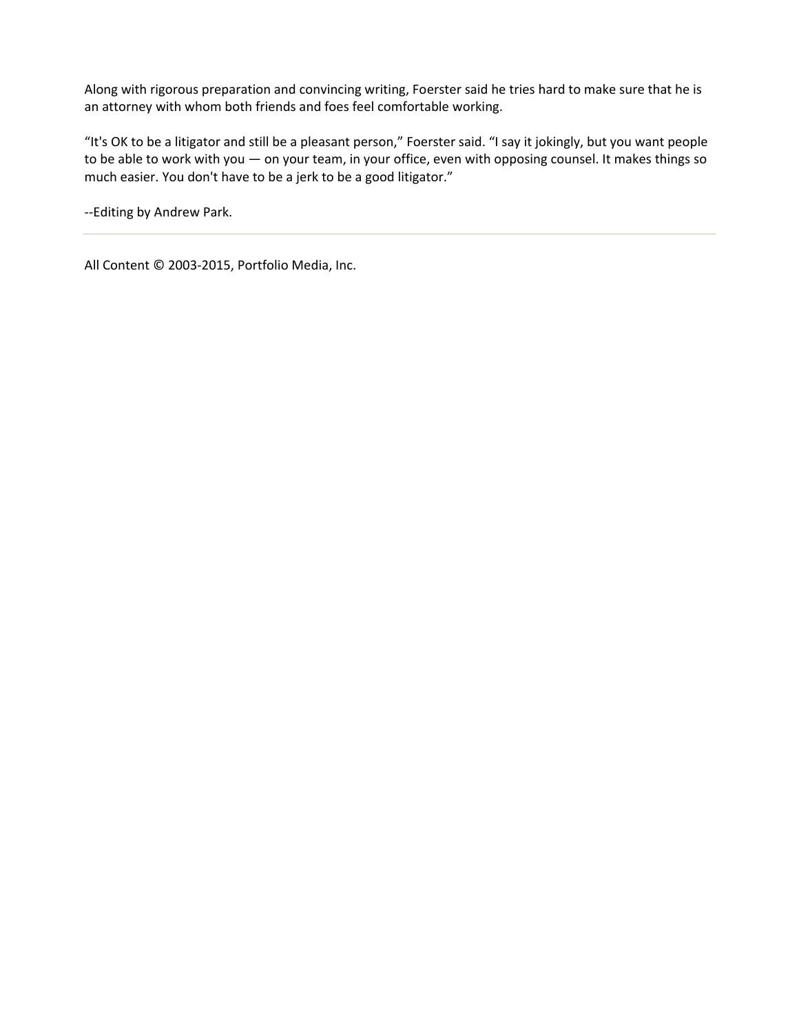Along with rigorous preparation and convincing writing, Foerster said he tries hard to make sure that he is an attorney with whom both friends and foes feel comfortable working.

“It's OK to be a litigator and still be a pleasant person,” Foerster said. “I say it jokingly, but you want people to be able to work with you — on your team, in your office, even with opposing counsel. It makes things so much easier. You don't have to be a jerk to be a good litigator.”

--Editing by Andrew Park.

---

All Content © 2003-2015, Portfolio Media, Inc.